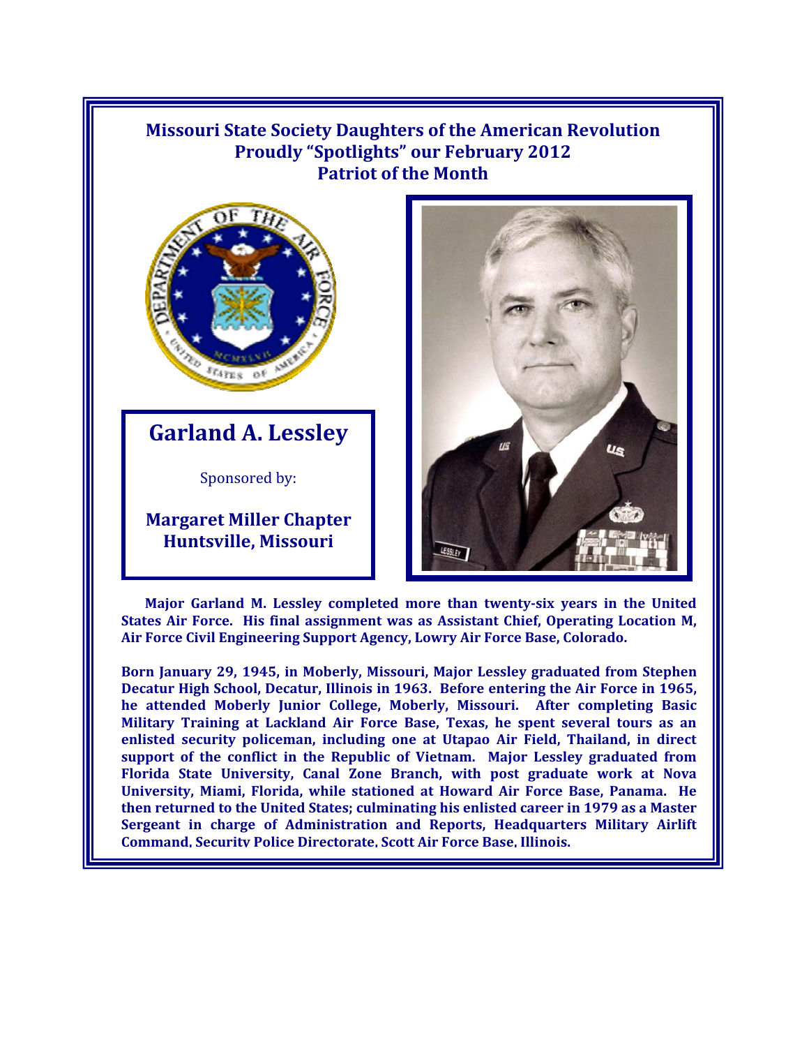**Missouri State Society Daughters of the American Revolution**
**Proudly "Spotlights" our February 2012**
**Patriot of the Month**

# Garland A. Lessley

Sponsored by:

**Margaret Miller Chapter**
**Huntsville, Missouri**

**Major Garland M. Lessley completed more than twenty-six years in the United States Air Force. His final assignment was as Assistant Chief, Operating Location M, Air Force Civil Engineering Support Agency, Lowry Air Force Base, Colorado.**

**Born January 29, 1945, in Moberly, Missouri, Major Lessley graduated from Stephen Decatur High School, Decatur, Illinois in 1963. Before entering the Air Force in 1965, he attended Moberly Junior College, Moberly, Missouri. After completing Basic Military Training at Lackland Air Force Base, Texas, he spent several tours as an enlisted security policeman, including one at Utapao Air Field, Thailand, in direct support of the conflict in the Republic of Vietnam. Major Lessley graduated from Florida State University, Canal Zone Branch, with post graduate work at Nova University, Miami, Florida, while stationed at Howard Air Force Base, Panama. He then returned to the United States; culminating his enlisted career in 1979 as a Master Sergeant in charge of Administration and Reports, Headquarters Military Airlift Command, Security Police Directorate, Scott Air Force Base, Illinois.**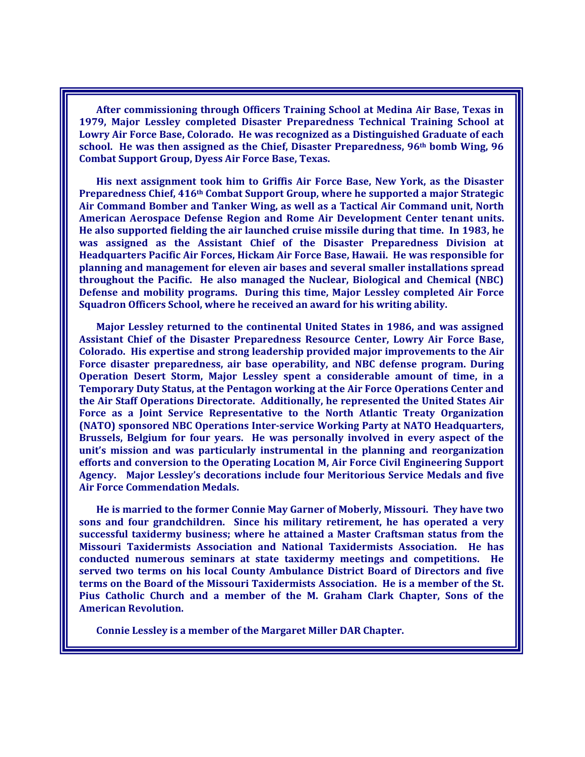**After commissioning through Officers Training School at Medina Air Base, Texas in 1979, Major Lessley completed Disaster Preparedness Technical Training School at Lowry Air Force Base, Colorado. He was recognized as a Distinguished Graduate of each school. He was then assigned as the Chief, Disaster Preparedness, 96th bomb Wing, 96 Combat Support Group, Dyess Air Force Base, Texas.**

**His next assignment took him to Griffis Air Force Base, New York, as the Disaster Preparedness Chief, 416th Combat Support Group, where he supported a major Strategic Air Command Bomber and Tanker Wing, as well as a Tactical Air Command unit, North American Aerospace Defense Region and Rome Air Development Center tenant units. He also supported fielding the air launched cruise missile during that time. In 1983, he was assigned as the Assistant Chief of the Disaster Preparedness Division at Headquarters Pacific Air Forces, Hickam Air Force Base, Hawaii. He was responsible for planning and management for eleven air bases and several smaller installations spread throughout the Pacific. He also managed the Nuclear, Biological and Chemical (NBC) Defense and mobility programs. During this time, Major Lessley completed Air Force Squadron Officers School, where he received an award for his writing ability.**

**Major Lessley returned to the continental United States in 1986, and was assigned Assistant Chief of the Disaster Preparedness Resource Center, Lowry Air Force Base, Colorado. His expertise and strong leadership provided major improvements to the Air Force disaster preparedness, air base operability, and NBC defense program. During Operation Desert Storm, Major Lessley spent a considerable amount of time, in a Temporary Duty Status, at the Pentagon working at the Air Force Operations Center and the Air Staff Operations Directorate. Additionally, he represented the United States Air Force as a Joint Service Representative to the North Atlantic Treaty Organization (NATO) sponsored NBC Operations Inter-service Working Party at NATO Headquarters, Brussels, Belgium for four years. He was personally involved in every aspect of the unit's mission and was particularly instrumental in the planning and reorganization efforts and conversion to the Operating Location M, Air Force Civil Engineering Support Agency. Major Lessley's decorations include four Meritorious Service Medals and five Air Force Commendation Medals.**

**He is married to the former Connie May Garner of Moberly, Missouri. They have two sons and four grandchildren. Since his military retirement, he has operated a very successful taxidermy business; where he attained a Master Craftsman status from the Missouri Taxidermists Association and National Taxidermists Association. He has conducted numerous seminars at state taxidermy meetings and competitions. He served two terms on his local County Ambulance District Board of Directors and five terms on the Board of the Missouri Taxidermists Association. He is a member of the St. Pius Catholic Church and a member of the M. Graham Clark Chapter, Sons of the American Revolution.**

**Connie Lessley is a member of the Margaret Miller DAR Chapter.**